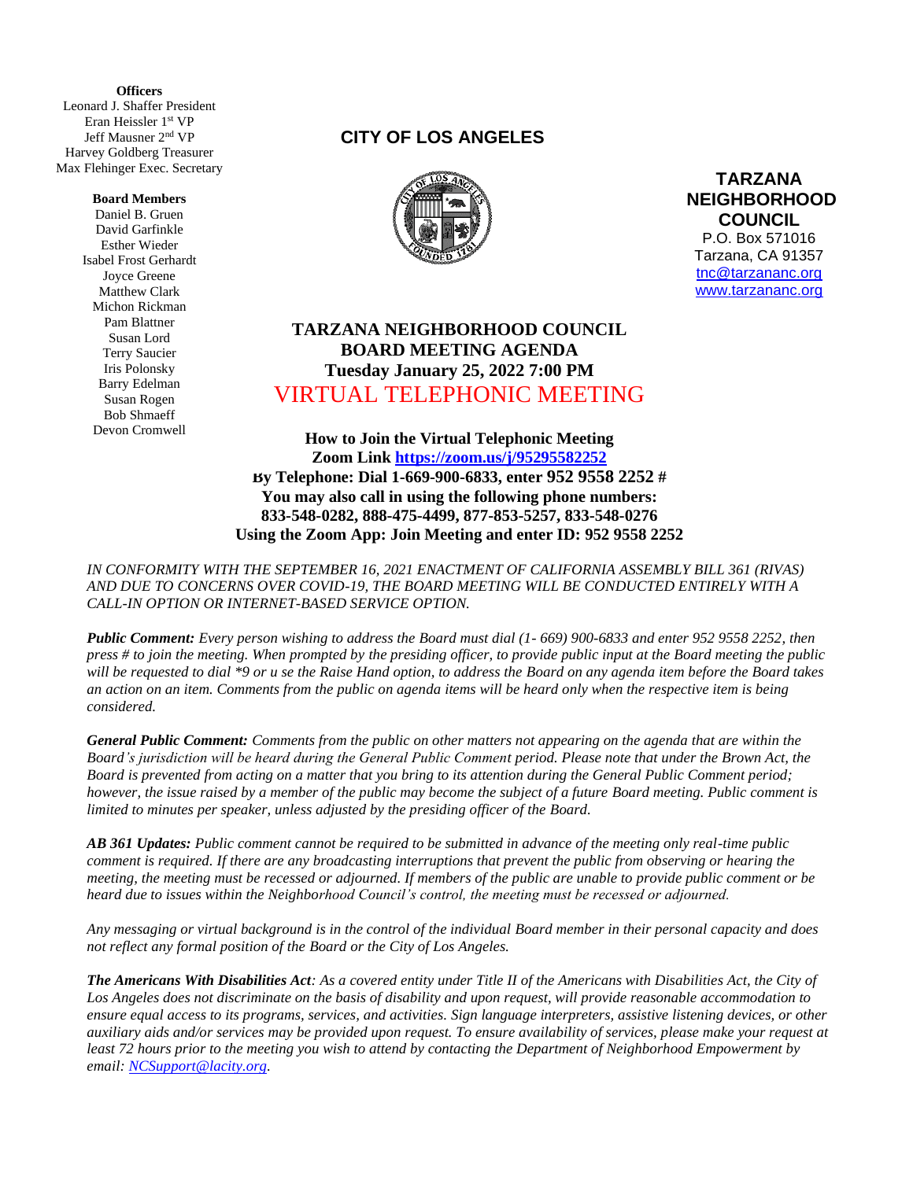**Officers**
Leonard J. Shaffer President
Eran Heissler 1st VP
Jeff Mausner 2nd VP
Harvey Goldberg Treasurer
Max Flehinger Exec. Secretary

**Board Members**
Daniel B. Gruen
David Garfinkle
Esther Wieder
Isabel Frost Gerhardt
Joyce Greene
Matthew Clark
Michon Rickman
Pam Blattner
Susan Lord
Terry Saucier
Iris Polonsky
Barry Edelman
Susan Rogen
Bob Shmaeff
Devon Cromwell

**CITY OF LOS ANGELES**

**TARZANA NEIGHBORHOOD COUNCIL**
P.O. Box 571016
Tarzana, CA 91357
tnc@tarzananc.org
www.tarzananc.org

# TARZANA NEIGHBORHOOD COUNCIL BOARD MEETING AGENDA

**Tuesday January 25, 2022 7:00 PM**

## VIRTUAL TELEPHONIC MEETING

**How to Join the Virtual Telephonic Meeting**
**Zoom Link https://zoom.us/j/95295582252**
**By Telephone: Dial 1-669-900-6833, enter 952 9558 2252 #**
**You may also call in using the following phone numbers:**
**833-548-0282, 888-475-4499, 877-853-5257, 833-548-0276**
**Using the Zoom App: Join Meeting and enter ID: 952 9558 2252**

*IN CONFORMITY WITH THE SEPTEMBER 16, 2021 ENACTMENT OF CALIFORNIA ASSEMBLY BILL 361 (RIVAS) AND DUE TO CONCERNS OVER COVID-19, THE BOARD MEETING WILL BE CONDUCTED ENTIRELY WITH A CALL-IN OPTION OR INTERNET-BASED SERVICE OPTION.*

***Public Comment:*** *Every person wishing to address the Board must dial (1- 669) 900-6833 and enter 952 9558 2252, then press # to join the meeting. When prompted by the presiding officer, to provide public input at the Board meeting the public will be requested to dial \*9 or u se the Raise Hand option, to address the Board on any agenda item before the Board takes an action on an item. Comments from the public on agenda items will be heard only when the respective item is being considered.*

***General Public Comment:*** *Comments from the public on other matters not appearing on the agenda that are within the Board's jurisdiction will be heard during the General Public Comment period. Please note that under the Brown Act, the Board is prevented from acting on a matter that you bring to its attention during the General Public Comment period; however, the issue raised by a member of the public may become the subject of a future Board meeting. Public comment is limited to minutes per speaker, unless adjusted by the presiding officer of the Board.*

***AB 361 Updates:*** *Public comment cannot be required to be submitted in advance of the meeting only real-time public comment is required. If there are any broadcasting interruptions that prevent the public from observing or hearing the meeting, the meeting must be recessed or adjourned. If members of the public are unable to provide public comment or be heard due to issues within the Neighborhood Council's control, the meeting must be recessed or adjourned.*

*Any messaging or virtual background is in the control of the individual Board member in their personal capacity and does not reflect any formal position of the Board or the City of Los Angeles.*

***The Americans With Disabilities Act****: As a covered entity under Title II of the Americans with Disabilities Act, the City of Los Angeles does not discriminate on the basis of disability and upon request, will provide reasonable accommodation to ensure equal access to its programs, services, and activities. Sign language interpreters, assistive listening devices, or other auxiliary aids and/or services may be provided upon request. To ensure availability of services, please make your request at least 72 hours prior to the meeting you wish to attend by contacting the Department of Neighborhood Empowerment by email: NCSupport@lacity.org.*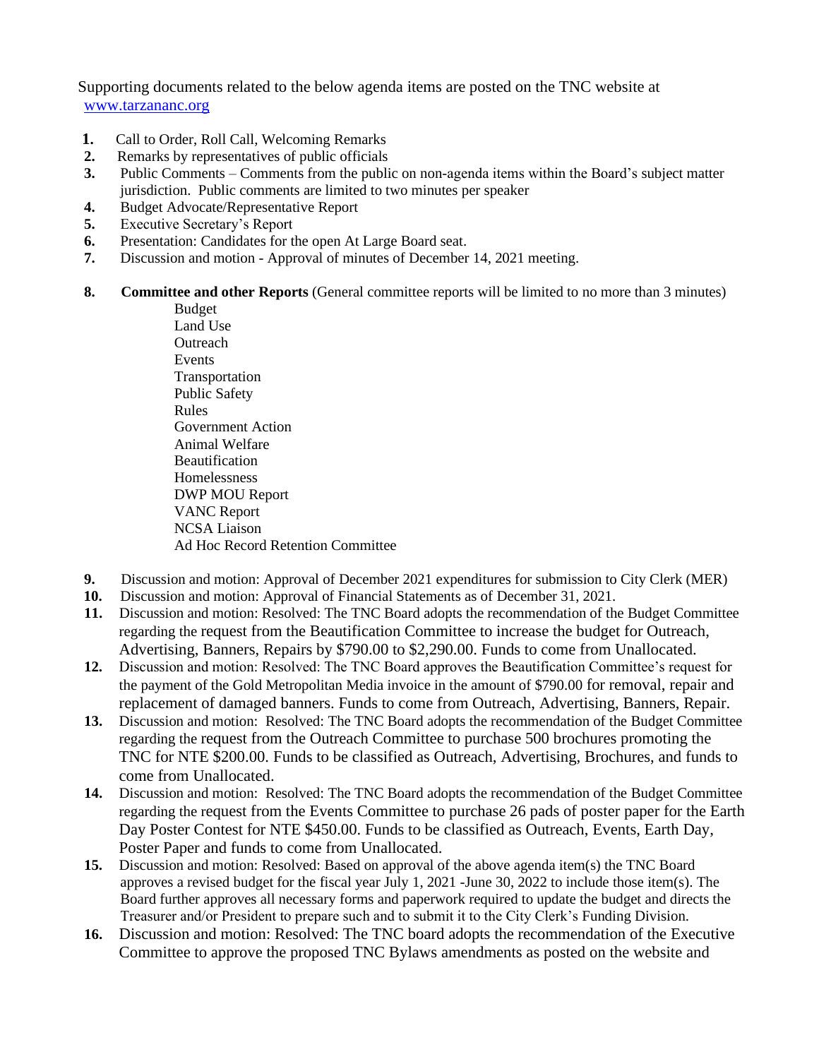Supporting documents related to the below agenda items are posted on the TNC website at [www.tarzananc.org](http://www.tarzananc.org)

1. Call to Order, Roll Call, Welcoming Remarks
2. Remarks by representatives of public officials
3. Public Comments – Comments from the public on non-agenda items within the Board's subject matter jurisdiction. Public comments are limited to two minutes per speaker
4. Budget Advocate/Representative Report
5. Executive Secretary's Report
6. Presentation: Candidates for the open At Large Board seat.
7. Discussion and motion - Approval of minutes of December 14, 2021 meeting.
8. **Committee and other Reports** (General committee reports will be limited to no more than 3 minutes)
   - Budget
   - Land Use
   - Outreach
   - Events
   - Transportation
   - Public Safety
   - Rules
   - Government Action
   - Animal Welfare
   - Beautification
   - Homelessness
   - DWP MOU Report
   - VANC Report
   - NCSA Liaison
   - Ad Hoc Record Retention Committee
9. Discussion and motion: Approval of December 2021 expenditures for submission to City Clerk (MER)
10. Discussion and motion: Approval of Financial Statements as of December 31, 2021.
11. Discussion and motion: Resolved: The TNC Board adopts the recommendation of the Budget Committee regarding the request from the Beautification Committee to increase the budget for Outreach, Advertising, Banners, Repairs by $790.00 to $2,290.00. Funds to come from Unallocated.
12. Discussion and motion: Resolved: The TNC Board approves the Beautification Committee's request for the payment of the Gold Metropolitan Media invoice in the amount of $790.00 for removal, repair and replacement of damaged banners. Funds to come from Outreach, Advertising, Banners, Repair.
13. Discussion and motion: Resolved: The TNC Board adopts the recommendation of the Budget Committee regarding the request from the Outreach Committee to purchase 500 brochures promoting the TNC for NTE $200.00. Funds to be classified as Outreach, Advertising, Brochures, and funds to come from Unallocated.
14. Discussion and motion: Resolved: The TNC Board adopts the recommendation of the Budget Committee regarding the request from the Events Committee to purchase 26 pads of poster paper for the Earth Day Poster Contest for NTE $450.00. Funds to be classified as Outreach, Events, Earth Day, Poster Paper and funds to come from Unallocated.
15. Discussion and motion: Resolved: Based on approval of the above agenda item(s) the TNC Board approves a revised budget for the fiscal year July 1, 2021 -June 30, 2022 to include those item(s). The Board further approves all necessary forms and paperwork required to update the budget and directs the Treasurer and/or President to prepare such and to submit it to the City Clerk's Funding Division.
16. Discussion and motion: Resolved: The TNC board adopts the recommendation of the Executive Committee to approve the proposed TNC Bylaws amendments as posted on the website and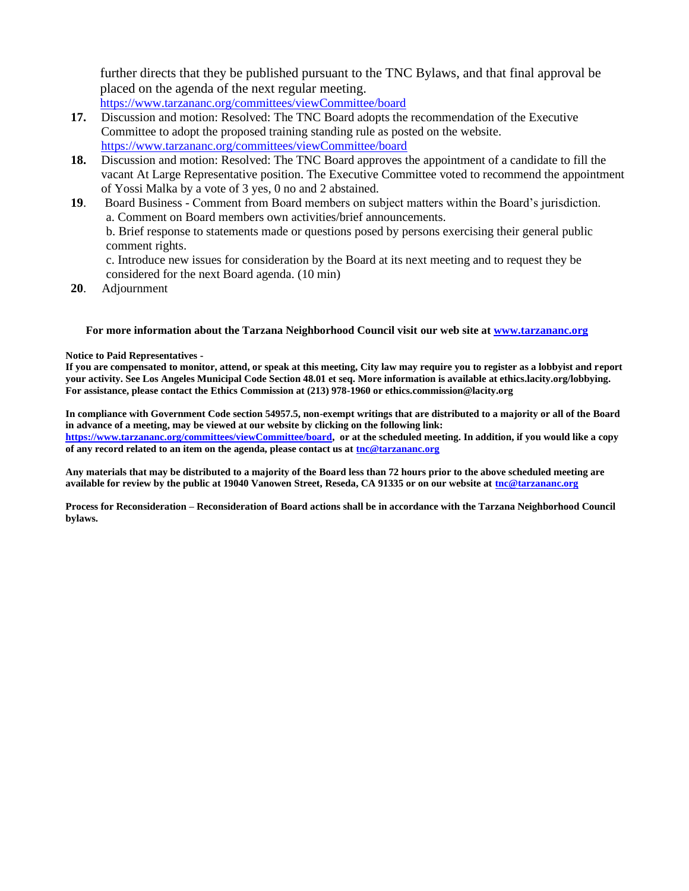further directs that they be published pursuant to the TNC Bylaws, and that final approval be placed on the agenda of the next regular meeting.
https://www.tarzananc.org/committees/viewCommittee/board

**17.** Discussion and motion: Resolved: The TNC Board adopts the recommendation of the Executive Committee to adopt the proposed training standing rule as posted on the website.
https://www.tarzananc.org/committees/viewCommittee/board

**18.** Discussion and motion: Resolved: The TNC Board approves the appointment of a candidate to fill the vacant At Large Representative position. The Executive Committee voted to recommend the appointment of Yossi Malka by a vote of 3 yes, 0 no and 2 abstained.

**19**. Board Business - Comment from Board members on subject matters within the Board's jurisdiction.
a. Comment on Board members own activities/brief announcements.
b. Brief response to statements made or questions posed by persons exercising their general public comment rights.
c. Introduce new issues for consideration by the Board at its next meeting and to request they be considered for the next Board agenda. (10 min)

**20**. Adjournment

**For more information about the Tarzana Neighborhood Council visit our web site at www.tarzananc.org**

**Notice to Paid Representatives -**
**If you are compensated to monitor, attend, or speak at this meeting, City law may require you to register as a lobbyist and report your activity. See Los Angeles Municipal Code Section 48.01 et seq. More information is available at ethics.lacity.org/lobbying. For assistance, please contact the Ethics Commission at (213) 978-1960 or ethics.commission@lacity.org**

**In compliance with Government Code section 54957.5, non-exempt writings that are distributed to a majority or all of the Board in advance of a meeting, may be viewed at our website by clicking on the following link: https://www.tarzananc.org/committees/viewCommittee/board, or at the scheduled meeting. In addition, if you would like a copy of any record related to an item on the agenda, please contact us at tnc@tarzananc.org**

**Any materials that may be distributed to a majority of the Board less than 72 hours prior to the above scheduled meeting are available for review by the public at 19040 Vanowen Street, Reseda, CA 91335 or on our website at tnc@tarzananc.org**

**Process for Reconsideration – Reconsideration of Board actions shall be in accordance with the Tarzana Neighborhood Council bylaws.**